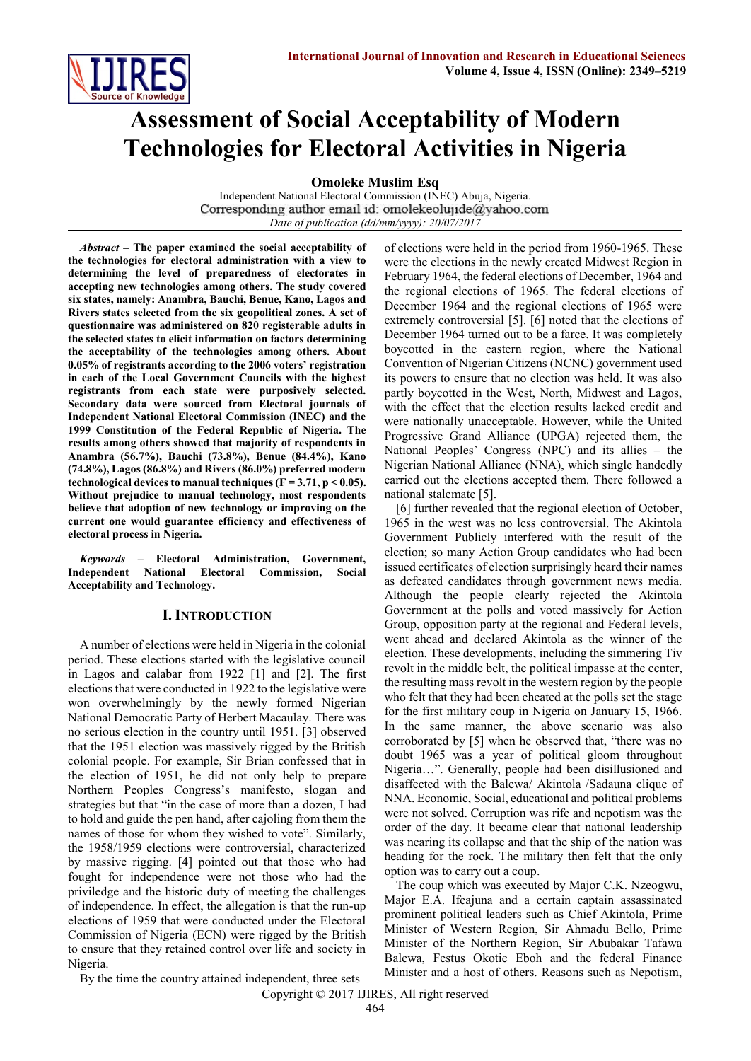# Assessment of Social Acceptability of Modern Technologies for Electoral Activities in Nigeria

**Omoleke Muslim Esq**

Independent National Electoral Commission (INEC) Abuja, Nigeria.

Corresponding author email id: omolekeolujide@yahoo.com

*Date of publication (dd/mm/yyyy): 20/07/2017*

***Abstract*** **– The paper examined the social acceptability of the technologies for electoral administration with a view to determining the level of preparedness of electorates in accepting new technologies among others. The study covered six states, namely: Anambra, Bauchi, Benue, Kano, Lagos and Rivers states selected from the six geopolitical zones. A set of questionnaire was administered on 820 registerable adults in the selected states to elicit information on factors determining the acceptability of the technologies among others. About 0.05% of registrants according to the 2006 voters' registration in each of the Local Government Councils with the highest registrants from each state were purposively selected. Secondary data were sourced from Electoral journals of Independent National Electoral Commission (INEC) and the 1999 Constitution of the Federal Republic of Nigeria. The results among others showed that majority of respondents in Anambra (56.7%), Bauchi (73.8%), Benue (84.4%), Kano (74.8%), Lagos (86.8%) and Rivers (86.0%) preferred modern technological devices to manual techniques ($F = 3.71$, $p < 0.05$). Without prejudice to manual technology, most respondents believe that adoption of new technology or improving on the current one would guarantee efficiency and effectiveness of electoral process in Nigeria.**

***Keywords*** **– Electoral Administration, Government, Independent National Electoral Commission, Social Acceptability and Technology.**

## I. Introduction

A number of elections were held in Nigeria in the colonial period. These elections started with the legislative council in Lagos and calabar from 1922 [1] and [2]. The first elections that were conducted in 1922 to the legislative were won overwhelmingly by the newly formed Nigerian National Democratic Party of Herbert Macaulay. There was no serious election in the country until 1951. [3] observed that the 1951 election was massively rigged by the British colonial people. For example, Sir Brian confessed that in the election of 1951, he did not only help to prepare Northern Peoples Congress's manifesto, slogan and strategies but that "in the case of more than a dozen, I had to hold and guide the pen hand, after cajoling from them the names of those for whom they wished to vote". Similarly, the 1958/1959 elections were controversial, characterized by massive rigging. [4] pointed out that those who had fought for independence were not those who had the priviledge and the historic duty of meeting the challenges of independence. In effect, the allegation is that the run-up elections of 1959 that were conducted under the Electoral Commission of Nigeria (ECN) were rigged by the British to ensure that they retained control over life and society in Nigeria.

By the time the country attained independent, three sets of elections were held in the period from 1960-1965. These were the elections in the newly created Midwest Region in February 1964, the federal elections of December, 1964 and the regional elections of 1965. The federal elections of December 1964 and the regional elections of 1965 were extremely controversial [5]. [6] noted that the elections of December 1964 turned out to be a farce. It was completely boycotted in the eastern region, where the National Convention of Nigerian Citizens (NCNC) government used its powers to ensure that no election was held. It was also partly boycotted in the West, North, Midwest and Lagos, with the effect that the election results lacked credit and were nationally unacceptable. However, while the United Progressive Grand Alliance (UPGA) rejected them, the National Peoples' Congress (NPC) and its allies – the Nigerian National Alliance (NNA), which single handedly carried out the elections accepted them. There followed a national stalemate [5].

[6] further revealed that the regional election of October, 1965 in the west was no less controversial. The Akintola Government Publicly interfered with the result of the election; so many Action Group candidates who had been issued certificates of election surprisingly heard their names as defeated candidates through government news media. Although the people clearly rejected the Akintola Government at the polls and voted massively for Action Group, opposition party at the regional and Federal levels, went ahead and declared Akintola as the winner of the election. These developments, including the simmering Tiv revolt in the middle belt, the political impasse at the center, the resulting mass revolt in the western region by the people who felt that they had been cheated at the polls set the stage for the first military coup in Nigeria on January 15, 1966. In the same manner, the above scenario was also corroborated by [5] when he observed that, "there was no doubt 1965 was a year of political gloom throughout Nigeria…". Generally, people had been disillusioned and disaffected with the Balewa/ Akintola /Sadauna clique of NNA. Economic, Social, educational and political problems were not solved. Corruption was rife and nepotism was the order of the day. It became clear that national leadership was nearing its collapse and that the ship of the nation was heading for the rock. The military then felt that the only option was to carry out a coup.

The coup which was executed by Major C.K. Nzeogwu, Major E.A. Ifeajuna and a certain captain assassinated prominent political leaders such as Chief Akintola, Prime Minister of Western Region, Sir Ahmadu Bello, Prime Minister of the Northern Region, Sir Abubakar Tafawa Balewa, Festus Okotie Eboh and the federal Finance Minister and a host of others. Reasons such as Nepotism,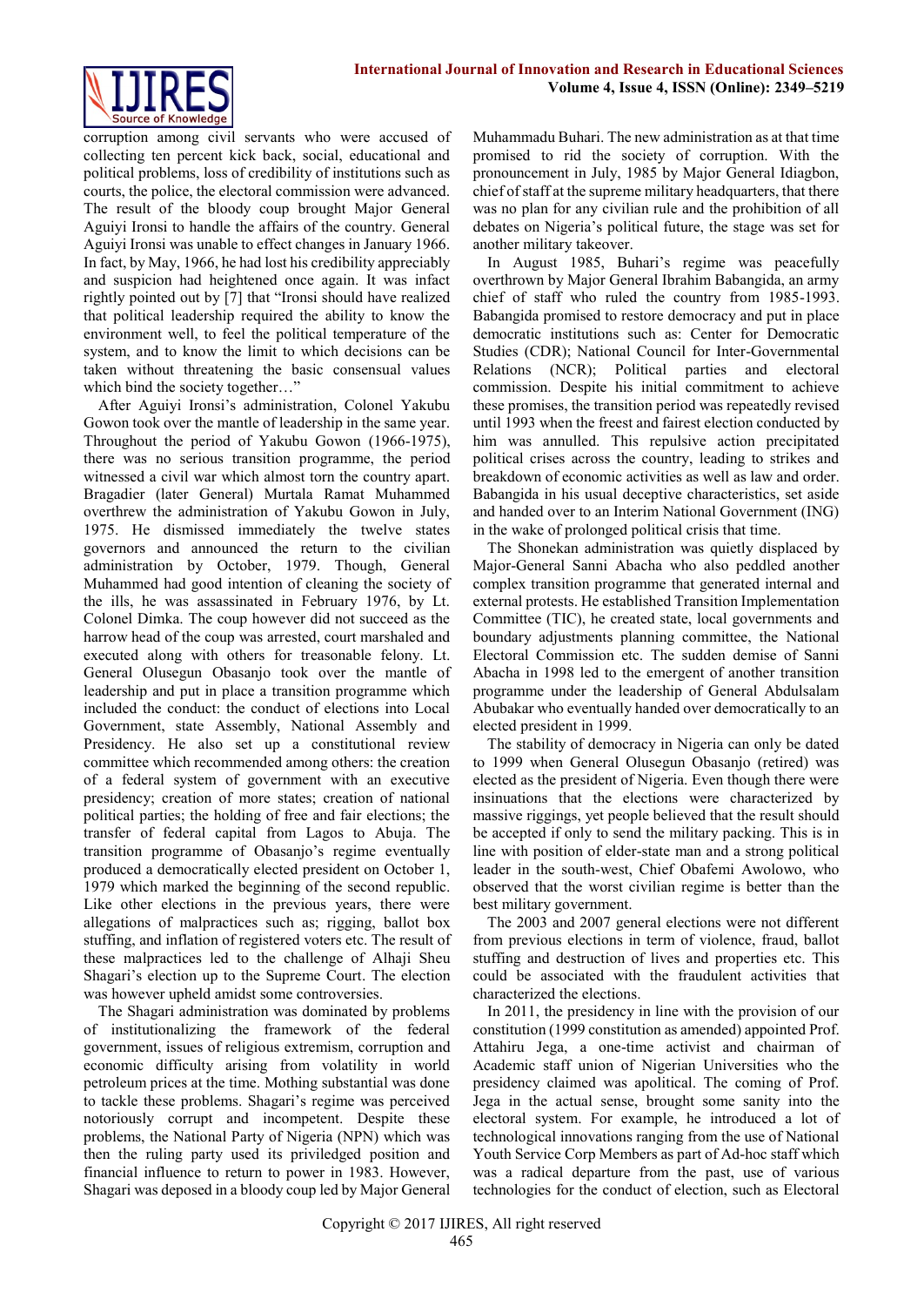corruption among civil servants who were accused of collecting ten percent kick back, social, educational and political problems, loss of credibility of institutions such as courts, the police, the electoral commission were advanced. The result of the bloody coup brought Major General Aguiyi Ironsi to handle the affairs of the country. General Aguiyi Ironsi was unable to effect changes in January 1966. In fact, by May, 1966, he had lost his credibility appreciably and suspicion had heightened once again. It was infact rightly pointed out by [7] that "Ironsi should have realized that political leadership required the ability to know the environment well, to feel the political temperature of the system, and to know the limit to which decisions can be taken without threatening the basic consensual values which bind the society together…"

After Aguiyi Ironsi's administration, Colonel Yakubu Gowon took over the mantle of leadership in the same year. Throughout the period of Yakubu Gowon (1966-1975), there was no serious transition programme, the period witnessed a civil war which almost torn the country apart. Bragadier (later General) Murtala Ramat Muhammed overthrew the administration of Yakubu Gowon in July, 1975. He dismissed immediately the twelve states governors and announced the return to the civilian administration by October, 1979. Though, General Muhammed had good intention of cleaning the society of the ills, he was assassinated in February 1976, by Lt. Colonel Dimka. The coup however did not succeed as the harrow head of the coup was arrested, court marshaled and executed along with others for treasonable felony. Lt. General Olusegun Obasanjo took over the mantle of leadership and put in place a transition programme which included the conduct: the conduct of elections into Local Government, state Assembly, National Assembly and Presidency. He also set up a constitutional review committee which recommended among others: the creation of a federal system of government with an executive presidency; creation of more states; creation of national political parties; the holding of free and fair elections; the transfer of federal capital from Lagos to Abuja. The transition programme of Obasanjo's regime eventually produced a democratically elected president on October 1, 1979 which marked the beginning of the second republic. Like other elections in the previous years, there were allegations of malpractices such as; rigging, ballot box stuffing, and inflation of registered voters etc. The result of these malpractices led to the challenge of Alhaji Sheu Shagari's election up to the Supreme Court. The election was however upheld amidst some controversies.

The Shagari administration was dominated by problems of institutionalizing the framework of the federal government, issues of religious extremism, corruption and economic difficulty arising from volatility in world petroleum prices at the time. Mothing substantial was done to tackle these problems. Shagari's regime was perceived notoriously corrupt and incompetent. Despite these problems, the National Party of Nigeria (NPN) which was then the ruling party used its priviledged position and financial influence to return to power in 1983. However, Shagari was deposed in a bloody coup led by Major General Muhammadu Buhari. The new administration as at that time promised to rid the society of corruption. With the pronouncement in July, 1985 by Major General Idiagbon, chief of staff at the supreme military headquarters, that there was no plan for any civilian rule and the prohibition of all debates on Nigeria's political future, the stage was set for another military takeover.

In August 1985, Buhari's regime was peacefully overthrown by Major General Ibrahim Babangida, an army chief of staff who ruled the country from 1985-1993. Babangida promised to restore democracy and put in place democratic institutions such as: Center for Democratic Studies (CDR); National Council for Inter-Governmental Relations (NCR); Political parties and electoral commission. Despite his initial commitment to achieve these promises, the transition period was repeatedly revised until 1993 when the freest and fairest election conducted by him was annulled. This repulsive action precipitated political crises across the country, leading to strikes and breakdown of economic activities as well as law and order. Babangida in his usual deceptive characteristics, set aside and handed over to an Interim National Government (ING) in the wake of prolonged political crisis that time.

The Shonekan administration was quietly displaced by Major-General Sanni Abacha who also peddled another complex transition programme that generated internal and external protests. He established Transition Implementation Committee (TIC), he created state, local governments and boundary adjustments planning committee, the National Electoral Commission etc. The sudden demise of Sanni Abacha in 1998 led to the emergent of another transition programme under the leadership of General Abdulsalam Abubakar who eventually handed over democratically to an elected president in 1999.

The stability of democracy in Nigeria can only be dated to 1999 when General Olusegun Obasanjo (retired) was elected as the president of Nigeria. Even though there were insinuations that the elections were characterized by massive riggings, yet people believed that the result should be accepted if only to send the military packing. This is in line with position of elder-state man and a strong political leader in the south-west, Chief Obafemi Awolowo, who observed that the worst civilian regime is better than the best military government.

The 2003 and 2007 general elections were not different from previous elections in term of violence, fraud, ballot stuffing and destruction of lives and properties etc. This could be associated with the fraudulent activities that characterized the elections.

In 2011, the presidency in line with the provision of our constitution (1999 constitution as amended) appointed Prof. Attahiru Jega, a one-time activist and chairman of Academic staff union of Nigerian Universities who the presidency claimed was apolitical. The coming of Prof. Jega in the actual sense, brought some sanity into the electoral system. For example, he introduced a lot of technological innovations ranging from the use of National Youth Service Corp Members as part of Ad-hoc staff which was a radical departure from the past, use of various technologies for the conduct of election, such as Electoral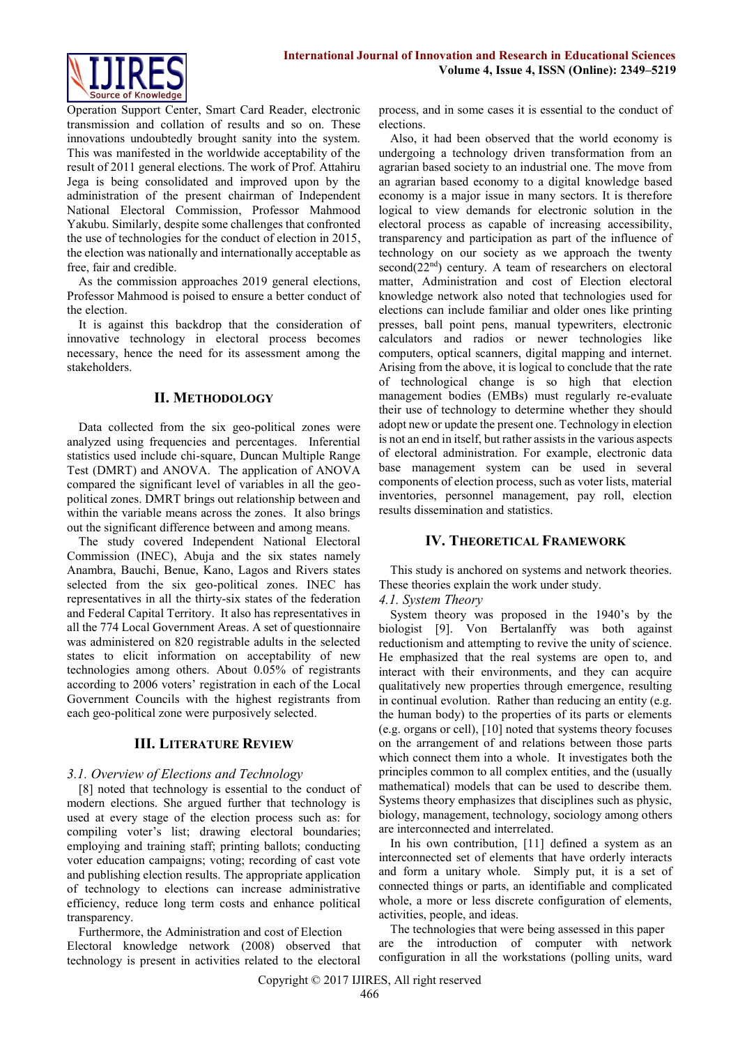Operation Support Center, Smart Card Reader, electronic transmission and collation of results and so on. These innovations undoubtedly brought sanity into the system. This was manifested in the worldwide acceptability of the result of 2011 general elections. The work of Prof. Attahiru Jega is being consolidated and improved upon by the administration of the present chairman of Independent National Electoral Commission, Professor Mahmood Yakubu. Similarly, despite some challenges that confronted the use of technologies for the conduct of election in 2015, the election was nationally and internationally acceptable as free, fair and credible.

As the commission approaches 2019 general elections, Professor Mahmood is poised to ensure a better conduct of the election.

It is against this backdrop that the consideration of innovative technology in electoral process becomes necessary, hence the need for its assessment among the stakeholders.

## II. Methodology

Data collected from the six geo-political zones were analyzed using frequencies and percentages. Inferential statistics used include chi-square, Duncan Multiple Range Test (DMRT) and ANOVA. The application of ANOVA compared the significant level of variables in all the geo-political zones. DMRT brings out relationship between and within the variable means across the zones. It also brings out the significant difference between and among means.

The study covered Independent National Electoral Commission (INEC), Abuja and the six states namely Anambra, Bauchi, Benue, Kano, Lagos and Rivers states selected from the six geo-political zones. INEC has representatives in all the thirty-six states of the federation and Federal Capital Territory. It also has representatives in all the 774 Local Government Areas. A set of questionnaire was administered on 820 registrable adults in the selected states to elicit information on acceptability of new technologies among others. About 0.05% of registrants according to 2006 voters' registration in each of the Local Government Councils with the highest registrants from each geo-political zone were purposively selected.

## III. Literature Review

### *3.1. Overview of Elections and Technology*

[8] noted that technology is essential to the conduct of modern elections. She argued further that technology is used at every stage of the election process such as: for compiling voter's list; drawing electoral boundaries; employing and training staff; printing ballots; conducting voter education campaigns; voting; recording of cast vote and publishing election results. The appropriate application of technology to elections can increase administrative efficiency, reduce long term costs and enhance political transparency.

Furthermore, the Administration and cost of Election Electoral knowledge network (2008) observed that technology is present in activities related to the electoral process, and in some cases it is essential to the conduct of elections.

Also, it had been observed that the world economy is undergoing a technology driven transformation from an agrarian based society to an industrial one. The move from an agrarian based economy to a digital knowledge based economy is a major issue in many sectors. It is therefore logical to view demands for electronic solution in the electoral process as capable of increasing accessibility, transparency and participation as part of the influence of technology on our society as we approach the twenty second($22^{nd}$) century. A team of researchers on electoral matter, Administration and cost of Election electoral knowledge network also noted that technologies used for elections can include familiar and older ones like printing presses, ball point pens, manual typewriters, electronic calculators and radios or newer technologies like computers, optical scanners, digital mapping and internet. Arising from the above, it is logical to conclude that the rate of technological change is so high that election management bodies (EMBs) must regularly re-evaluate their use of technology to determine whether they should adopt new or update the present one. Technology in election is not an end in itself, but rather assists in the various aspects of electoral administration. For example, electronic data base management system can be used in several components of election process, such as voter lists, material inventories, personnel management, pay roll, election results dissemination and statistics.

## IV. Theoretical Framework

This study is anchored on systems and network theories. These theories explain the work under study.

### *4.1. System Theory*

System theory was proposed in the 1940's by the biologist [9]. Von Bertalanffy was both against reductionism and attempting to revive the unity of science. He emphasized that the real systems are open to, and interact with their environments, and they can acquire qualitatively new properties through emergence, resulting in continual evolution. Rather than reducing an entity (e.g. the human body) to the properties of its parts or elements (e.g. organs or cell), [10] noted that systems theory focuses on the arrangement of and relations between those parts which connect them into a whole. It investigates both the principles common to all complex entities, and the (usually mathematical) models that can be used to describe them. Systems theory emphasizes that disciplines such as physic, biology, management, technology, sociology among others are interconnected and interrelated.

In his own contribution, [11] defined a system as an interconnected set of elements that have orderly interacts and form a unitary whole. Simply put, it is a set of connected things or parts, an identifiable and complicated whole, a more or less discrete configuration of elements, activities, people, and ideas.

The technologies that were being assessed in this paper are the introduction of computer with network configuration in all the workstations (polling units, ward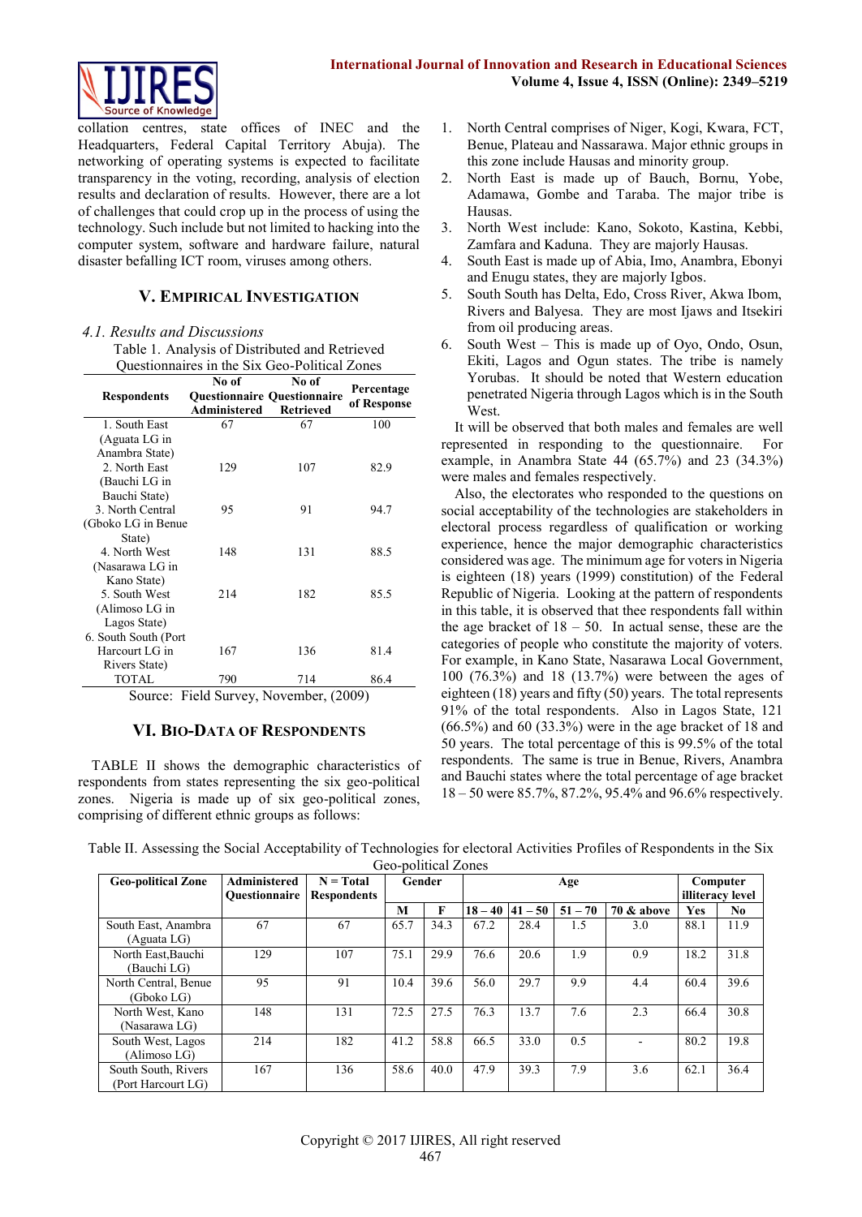collation centres, state offices of INEC and the Headquarters, Federal Capital Territory Abuja). The networking of operating systems is expected to facilitate transparency in the voting, recording, analysis of election results and declaration of results. However, there are a lot of challenges that could crop up in the process of using the technology. Such include but not limited to hacking into the computer system, software and hardware failure, natural disaster befalling ICT room, viruses among others.

## V. Empirical Investigation

### *4.1. Results and Discussions*

Table 1. Analysis of Distributed and Retrieved Questionnaires in the Six Geo-Political Zones

| Respondents | No of Questionnaire Administered | No of Questionnaire Retrieved | Percentage of Response |
|---|---|---|---|
| 1. South East (Aguata LG in Anambra State) | 67 | 67 | 100 |
| 2. North East (Bauchi LG in Bauchi State) | 129 | 107 | 82.9 |
| 3. North Central (Gboko LG in Benue State) | 95 | 91 | 94.7 |
| 4. North West (Nasarawa LG in Kano State) | 148 | 131 | 88.5 |
| 5. South West (Alimoso LG in Lagos State) | 214 | 182 | 85.5 |
| 6. South South (Port Harcourt LG in Rivers State) | 167 | 136 | 81.4 |
| TOTAL | 790 | 714 | 86.4 |

Source: Field Survey, November, (2009)

## VI. Bio-Data of Respondents

TABLE II shows the demographic characteristics of respondents from states representing the six geo-political zones. Nigeria is made up of six geo-political zones, comprising of different ethnic groups as follows:

1. North Central comprises of Niger, Kogi, Kwara, FCT, Benue, Plateau and Nassarawa. Major ethnic groups in this zone include Hausas and minority group.
2. North East is made up of Bauch, Bornu, Yobe, Adamawa, Gombe and Taraba. The major tribe is Hausas.
3. North West include: Kano, Sokoto, Kastina, Kebbi, Zamfara and Kaduna. They are majorly Hausas.
4. South East is made up of Abia, Imo, Anambra, Ebonyi and Enugu states, they are majorly Igbos.
5. South South has Delta, Edo, Cross River, Akwa Ibom, Rivers and Balyesa. They are most Ijaws and Itsekiri from oil producing areas.
6. South West – This is made up of Oyo, Ondo, Osun, Ekiti, Lagos and Ogun states. The tribe is namely Yorubas. It should be noted that Western education penetrated Nigeria through Lagos which is in the South West.

It will be observed that both males and females are well represented in responding to the questionnaire. For example, in Anambra State 44 (65.7%) and 23 (34.3%) were males and females respectively.

Also, the electorates who responded to the questions on social acceptability of the technologies are stakeholders in electoral process regardless of qualification or working experience, hence the major demographic characteristics considered was age. The minimum age for voters in Nigeria is eighteen (18) years (1999) constitution) of the Federal Republic of Nigeria. Looking at the pattern of respondents in this table, it is observed that thee respondents fall within the age bracket of 18 – 50. In actual sense, these are the categories of people who constitute the majority of voters. For example, in Kano State, Nasarawa Local Government, 100 (76.3%) and 18 (13.7%) were between the ages of eighteen (18) years and fifty (50) years. The total represents 91% of the total respondents. Also in Lagos State, 121 (66.5%) and 60 (33.3%) were in the age bracket of 18 and 50 years. The total percentage of this is 99.5% of the total respondents. The same is true in Benue, Rivers, Anambra and Bauchi states where the total percentage of age bracket 18 – 50 were 85.7%, 87.2%, 95.4% and 96.6% respectively.

Table II. Assessing the Social Acceptability of Technologies for electoral Activities Profiles of Respondents in the Six Geo-political Zones

| Geo-political Zone | Administered Questionnaire | N = Total Respondents | Gender | | Age | | | | Computer illiteracy level | |
|---|---|---|---|---|---|---|---|---|---|---|
| | | | M | F | 18 – 40 | 41 – 50 | 51 – 70 | 70 & above | Yes | No |
| South East, Anambra (Aguata LG) | 67 | 67 | 65.7 | 34.3 | 67.2 | 28.4 | 1.5 | 3.0 | 88.1 | 11.9 |
| North East,Bauchi (Bauchi LG) | 129 | 107 | 75.1 | 29.9 | 76.6 | 20.6 | 1.9 | 0.9 | 18.2 | 31.8 |
| North Central, Benue (Gboko LG) | 95 | 91 | 10.4 | 39.6 | 56.0 | 29.7 | 9.9 | 4.4 | 60.4 | 39.6 |
| North West, Kano (Nasarawa LG) | 148 | 131 | 72.5 | 27.5 | 76.3 | 13.7 | 7.6 | 2.3 | 66.4 | 30.8 |
| South West, Lagos (Alimoso LG) | 214 | 182 | 41.2 | 58.8 | 66.5 | 33.0 | 0.5 | - | 80.2 | 19.8 |
| South South, Rivers (Port Harcourt LG) | 167 | 136 | 58.6 | 40.0 | 47.9 | 39.3 | 7.9 | 3.6 | 62.1 | 36.4 |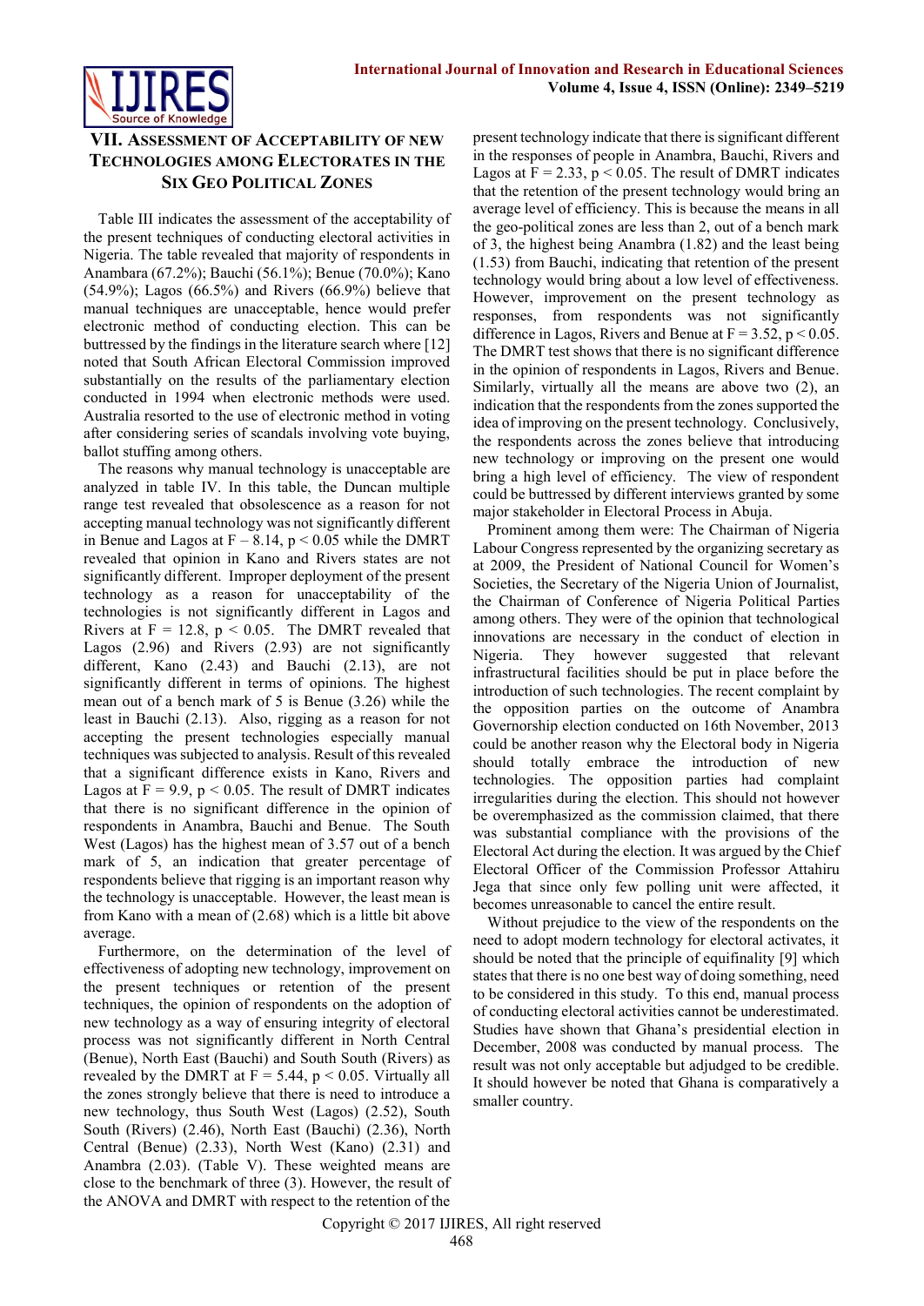## VII. Assessment of Acceptability of New Technologies among Electorates in the Six Geo Political Zones

Table III indicates the assessment of the acceptability of the present techniques of conducting electoral activities in Nigeria. The table revealed that majority of respondents in Anambara (67.2%); Bauchi (56.1%); Benue (70.0%); Kano (54.9%); Lagos (66.5%) and Rivers (66.9%) believe that manual techniques are unacceptable, hence would prefer electronic method of conducting election. This can be buttressed by the findings in the literature search where [12] noted that South African Electoral Commission improved substantially on the results of the parliamentary election conducted in 1994 when electronic methods were used. Australia resorted to the use of electronic method in voting after considering series of scandals involving vote buying, ballot stuffing among others.

The reasons why manual technology is unacceptable are analyzed in table IV. In this table, the Duncan multiple range test revealed that obsolescence as a reason for not accepting manual technology was not significantly different in Benue and Lagos at $F – 8.14$, $p < 0.05$ while the DMRT revealed that opinion in Kano and Rivers states are not significantly different. Improper deployment of the present technology as a reason for unacceptability of the technologies is not significantly different in Lagos and Rivers at $F = 12.8$, $p < 0.05$. The DMRT revealed that Lagos (2.96) and Rivers (2.93) are not significantly different, Kano (2.43) and Bauchi (2.13), are not significantly different in terms of opinions. The highest mean out of a bench mark of 5 is Benue (3.26) while the least in Bauchi (2.13). Also, rigging as a reason for not accepting the present technologies especially manual techniques was subjected to analysis. Result of this revealed that a significant difference exists in Kano, Rivers and Lagos at $F = 9.9$, $p < 0.05$. The result of DMRT indicates that there is no significant difference in the opinion of respondents in Anambra, Bauchi and Benue. The South West (Lagos) has the highest mean of 3.57 out of a bench mark of 5, an indication that greater percentage of respondents believe that rigging is an important reason why the technology is unacceptable. However, the least mean is from Kano with a mean of (2.68) which is a little bit above average.

Furthermore, on the determination of the level of effectiveness of adopting new technology, improvement on the present techniques or retention of the present techniques, the opinion of respondents on the adoption of new technology as a way of ensuring integrity of electoral process was not significantly different in North Central (Benue), North East (Bauchi) and South South (Rivers) as revealed by the DMRT at $F = 5.44$, $p < 0.05$. Virtually all the zones strongly believe that there is need to introduce a new technology, thus South West (Lagos) (2.52), South South (Rivers) (2.46), North East (Bauchi) (2.36), North Central (Benue) (2.33), North West (Kano) (2.31) and Anambra (2.03). (Table V). These weighted means are close to the benchmark of three (3). However, the result of the ANOVA and DMRT with respect to the retention of the present technology indicate that there is significant different in the responses of people in Anambra, Bauchi, Rivers and Lagos at $F = 2.33$, $p < 0.05$. The result of DMRT indicates that the retention of the present technology would bring an average level of efficiency. This is because the means in all the geo-political zones are less than 2, out of a bench mark of 3, the highest being Anambra (1.82) and the least being (1.53) from Bauchi, indicating that retention of the present technology would bring about a low level of effectiveness. However, improvement on the present technology as responses, from respondents was not significantly difference in Lagos, Rivers and Benue at $F = 3.52$, $p < 0.05$. The DMRT test shows that there is no significant difference in the opinion of respondents in Lagos, Rivers and Benue. Similarly, virtually all the means are above two (2), an indication that the respondents from the zones supported the idea of improving on the present technology. Conclusively, the respondents across the zones believe that introducing new technology or improving on the present one would bring a high level of efficiency. The view of respondent could be buttressed by different interviews granted by some major stakeholder in Electoral Process in Abuja.

Prominent among them were: The Chairman of Nigeria Labour Congress represented by the organizing secretary as at 2009, the President of National Council for Women's Societies, the Secretary of the Nigeria Union of Journalist, the Chairman of Conference of Nigeria Political Parties among others. They were of the opinion that technological innovations are necessary in the conduct of election in Nigeria. They however suggested that relevant infrastructural facilities should be put in place before the introduction of such technologies. The recent complaint by the opposition parties on the outcome of Anambra Governorship election conducted on 16th November, 2013 could be another reason why the Electoral body in Nigeria should totally embrace the introduction of new technologies. The opposition parties had complaint irregularities during the election. This should not however be overemphasized as the commission claimed, that there was substantial compliance with the provisions of the Electoral Act during the election. It was argued by the Chief Electoral Officer of the Commission Professor Attahiru Jega that since only few polling unit were affected, it becomes unreasonable to cancel the entire result.

Without prejudice to the view of the respondents on the need to adopt modern technology for electoral activates, it should be noted that the principle of equifinality [9] which states that there is no one best way of doing something, need to be considered in this study. To this end, manual process of conducting electoral activities cannot be underestimated. Studies have shown that Ghana's presidential election in December, 2008 was conducted by manual process. The result was not only acceptable but adjudged to be credible. It should however be noted that Ghana is comparatively a smaller country.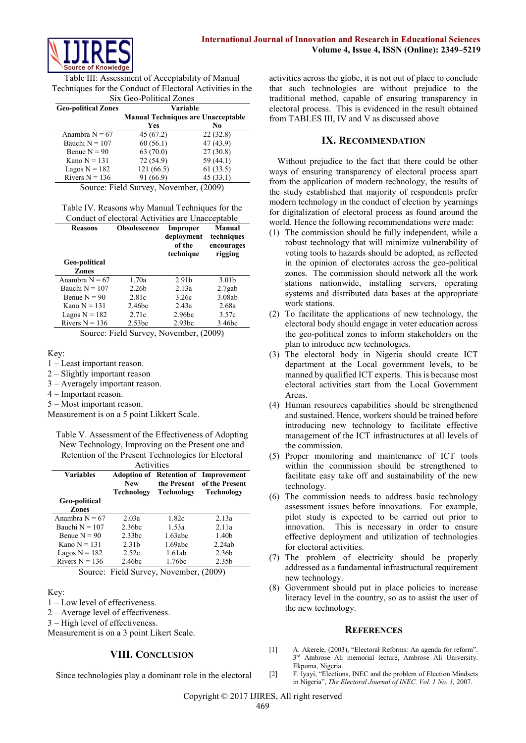Table III: Assessment of Acceptability of Manual Techniques for the Conduct of Electoral Activities in the Six Geo-Political Zones

| Geo-political Zones | Manual Techniques are Unacceptable | |
|---|---|---|
| | Yes | No |
| Anambra N = 67 | 45 (67.2) | 22 (32.8) |
| Bauchi N = 107 | 60 (56.1) | 47 (43.9) |
| Benue N = 90 | 63 (70.0) | 27 (30.8) |
| Kano N = 131 | 72 (54.9) | 59 (44.1) |
| Lagos N = 182 | 121 (66.5) | 61 (33.5) |
| Rivers N = 136 | 91 (66.9) | 45 (33.1) |

Source: Field Survey, November, (2009)

Table IV. Reasons why Manual Techniques for the Conduct of electoral Activities are Unacceptable

| Reasons / Geo-political Zones | Obsolescence | Improper deployment of the technique | Manual techniques encourages rigging |
|---|---|---|---|
| Anambra N = 67 | 1.70a | 2.91b | 3.01b |
| Bauchi N = 107 | 2.26b | 2.13a | 2.7gab |
| Benue N = 90 | 2.81c | 3.26c | 3.08ab |
| Kano N = 131 | 2.46bc | 2.43a | 2.68a |
| Lagos N = 182 | 2.71c | 2.96bc | 3.57c |
| Rivers N = 136 | 2.53bc | 2.93bc | 3.46bc |

Source: Field Survey, November, (2009)

Key:
1 – Least important reason.
2 – Slightly important reason
3 – Averagely important reason.
4 – Important reason.
5 – Most important reason.
Measurement is on a 5 point Likkert Scale.

Table V. Assessment of the Effectiveness of Adopting New Technology, Improving on the Present one and Retention of the Present Technologies for Electoral Activities

| Variables / Geo-political Zones | Adoption of New Technology | Retention of the Present Technology | Improvement of the Present Technology |
|---|---|---|---|
| Anambra N = 67 | 2.03a | 1.82c | 2.13a |
| Bauchi N = 107 | 2.36bc | 1.53a | 2.11a |
| Benue N = 90 | 2.33bc | 1.63abc | 1.40b |
| Kano N = 131 | 2.31b | 1.69abc | 2.24ab |
| Lagos N = 182 | 2.52c | 1.61ab | 2.36b |
| Rivers N = 136 | 2.46bc | 1.76bc | 2.35b |

Source: Field Survey, November, (2009)

Key:
1 – Low level of effectiveness.
2 – Average level of effectiveness.
3 – High level of effectiveness.
Measurement is on a 3 point Likkert Scale.

## VIII. Conclusion

Since technologies play a dominant role in the electoral activities across the globe, it is not out of place to conclude that such technologies are without prejudice to the traditional method, capable of ensuring transparency in electoral process. This is evidenced in the result obtained from TABLES III, IV and V as discussed above

## IX. Recommendation

Without prejudice to the fact that there could be other ways of ensuring transparency of electoral process apart from the application of modern technology, the results of the study established that majority of respondents prefer modern technology in the conduct of election by yearnings for digitalization of electoral process as found around the world. Hence the following recommendations were made:

(1) The commission should be fully independent, while a robust technology that will minimize vulnerability of voting tools to hazards should be adopted, as reflected in the opinion of electorates across the geo-political zones. The commission should network all the work stations nationwide, installing servers, operating systems and distributed data bases at the appropriate work stations.
(2) To facilitate the applications of new technology, the electoral body should engage in voter education across the geo-political zones to inform stakeholders on the plan to introduce new technologies.
(3) The electoral body in Nigeria should create ICT department at the Local government levels, to be manned by qualified ICT experts. This is because most electoral activities start from the Local Government Areas.
(4) Human resources capabilities should be strengthened and sustained. Hence, workers should be trained before introducing new technology to facilitate effective management of the ICT infrastructures at all levels of the commission.
(5) Proper monitoring and maintenance of ICT tools within the commission should be strengthened to facilitate easy take off and sustainability of the new technology.
(6) The commission needs to address basic technology assessment issues before innovations. For example, pilot study is expected to be carried out prior to innovation. This is necessary in order to ensure effective deployment and utilization of technologies for electoral activities.
(7) The problem of electricity should be properly addressed as a fundamental infrastructural requirement new technology.
(8) Government should put in place policies to increase literacy level in the country, so as to assist the user of the new technology.

## References

[1] A. Akerele, (2003), "Electoral Reforms: An agenda for reform". 3rd Ambrose Ali memorial lecture, Ambrose Ali University. Ekpoma, Nigeria.

[2] F. Iyayi, "Elections, INEC and the problem of Election Mindsets in Nigeria", *The Electoral Journal of INEC. Vol. 1 No. 1,* 2007.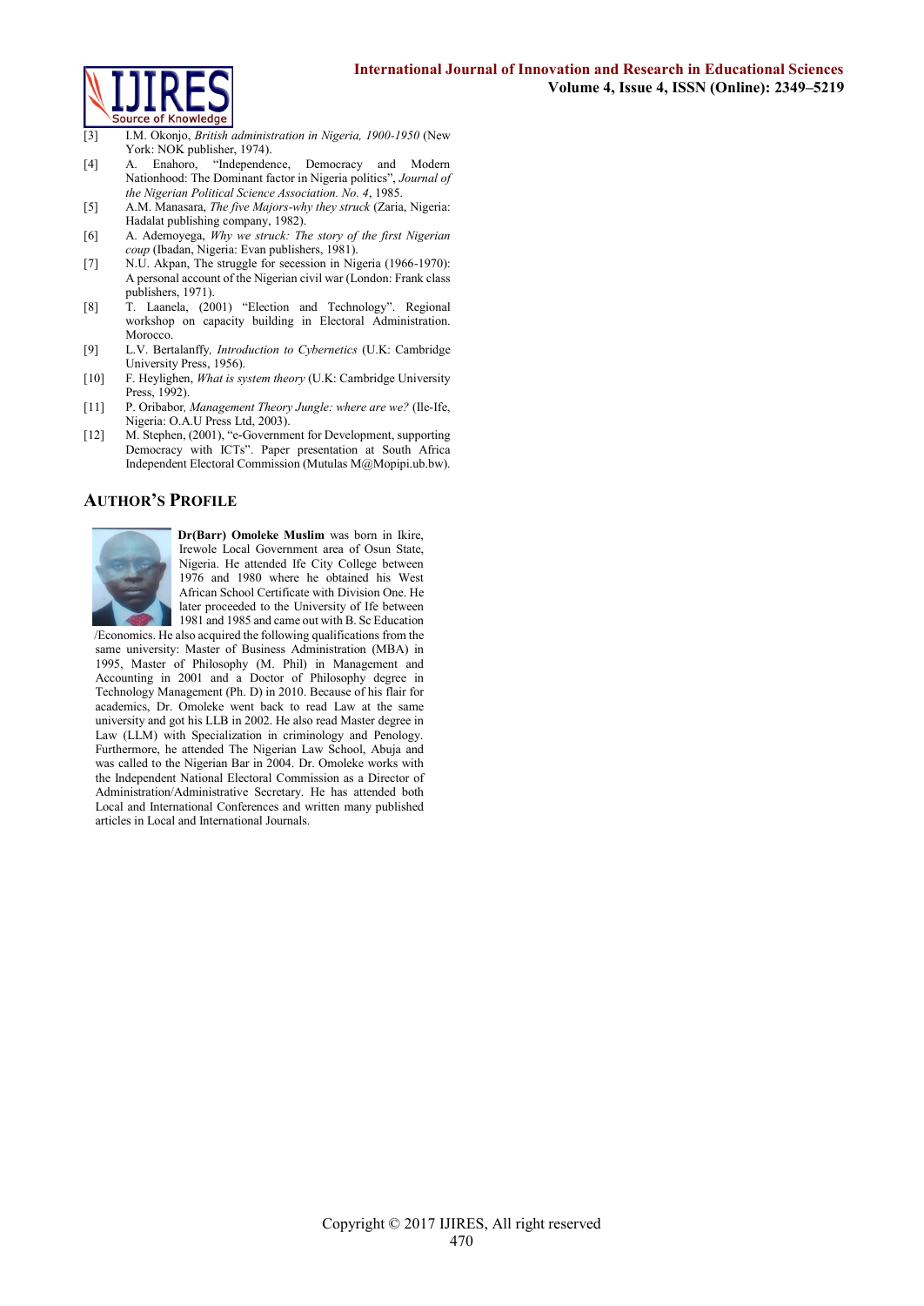[3] I.M. Okonjo, *British administration in Nigeria, 1900-1950* (New York: NOK publisher, 1974).

[4] A. Enahoro, "Independence, Democracy and Modern Nationhood: The Dominant factor in Nigeria politics", *Journal of the Nigerian Political Science Association. No. 4*, 1985.

[5] A.M. Manasara, *The five Majors-why they struck* (Zaria, Nigeria: Hadalat publishing company, 1982).

[6] A. Ademoyega, *Why we struck: The story of the first Nigerian coup* (Ibadan, Nigeria: Evan publishers, 1981).

[7] N.U. Akpan, The struggle for secession in Nigeria (1966-1970): A personal account of the Nigerian civil war (London: Frank class publishers, 1971).

[8] T. Laanela, (2001) "Election and Technology". Regional workshop on capacity building in Electoral Administration. Morocco.

[9] L.V. Bertalanffy*, Introduction to Cybernetics* (U.K: Cambridge University Press, 1956).

[10] F. Heylighen, *What is system theory* (U.K: Cambridge University Press, 1992).

[11] P. Oribabor*, Management Theory Jungle: where are we?* (Ile-Ife, Nigeria: O.A.U Press Ltd, 2003).

[12] M. Stephen, (2001), "e-Government for Development, supporting Democracy with ICTs". Paper presentation at South Africa Independent Electoral Commission (Mutulas M@Mopipi.ub.bw).

## Author's Profile

**Dr(Barr) Omoleke Muslim** was born in Ikire, Irewole Local Government area of Osun State, Nigeria. He attended Ife City College between 1976 and 1980 where he obtained his West African School Certificate with Division One. He later proceeded to the University of Ife between 1981 and 1985 and came out with B. Sc Education /Economics. He also acquired the following qualifications from the same university: Master of Business Administration (MBA) in 1995, Master of Philosophy (M. Phil) in Management and Accounting in 2001 and a Doctor of Philosophy degree in Technology Management (Ph. D) in 2010. Because of his flair for academics, Dr. Omoleke went back to read Law at the same university and got his LLB in 2002. He also read Master degree in Law (LLM) with Specialization in criminology and Penology. Furthermore, he attended The Nigerian Law School, Abuja and was called to the Nigerian Bar in 2004. Dr. Omoleke works with the Independent National Electoral Commission as a Director of Administration/Administrative Secretary. He has attended both Local and International Conferences and written many published articles in Local and International Journals.